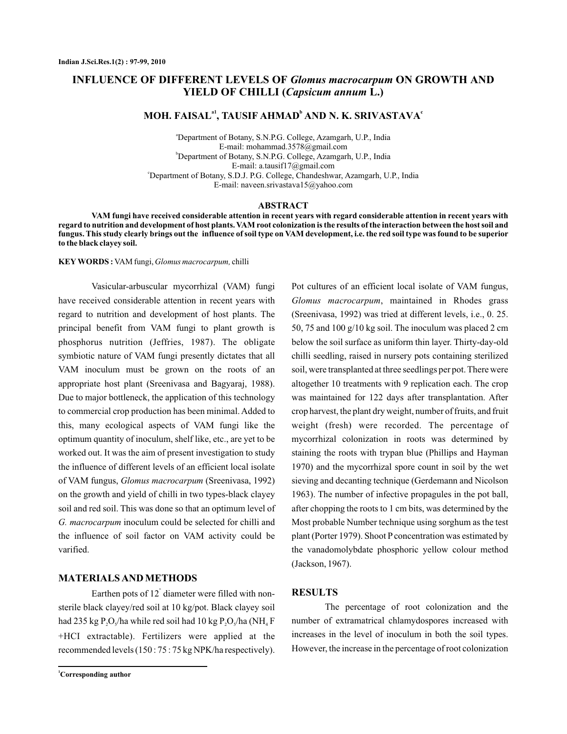# INFLUENCE OF DIFFERENT LEVELS OF *Glomus macrocarpum* ON GROWTH AND YIELD OF CHILLI (*Capsicum annum* L.)

**MOH. FAISAL[a1], TAUSIF AHMAD[b] AND N. K. SRIVASTAVA[c]**

[a]Department of Botany, S.N.P.G. College, Azamgarh, U.P., India
E-mail: mohammad.3578@gmail.com
[b]Department of Botany, S.N.P.G. College, Azamgarh, U.P., India
E-mail: a.tausif17@gmail.com
[c]Department of Botany, S.D.J. P.G. College, Chandeshwar, Azamgarh, U.P., India
E-mail: naveen.srivastava15@yahoo.com

## ABSTRACT

**VAM fungi have received considerable attention in recent years with regard considerable attention in recent years with regard to nutrition and development of host plants. VAM root colonization is the results of the interaction between the host soil and fungus. This study clearly brings out the influence of soil type on VAM development, i.e. the red soil type was found to be superior to the black clayey soil.**

**KEY WORDS :** VAM fungi, *Glomus macrocarpum,* chilli

Vasicular-arbuscular mycorrhizal (VAM) fungi have received considerable attention in recent years with regard to nutrition and development of host plants. The principal benefit from VAM fungi to plant growth is phosphorus nutrition (Jeffries, 1987). The obligate symbiotic nature of VAM fungi presently dictates that all VAM inoculum must be grown on the roots of an appropriate host plant (Sreenivasa and Bagyaraj, 1988). Due to major bottleneck, the application of this technology to commercial crop production has been minimal. Added to this, many ecological aspects of VAM fungi like the optimum quantity of inoculum, shelf like, etc., are yet to be worked out. It was the aim of present investigation to study the influence of different levels of an efficient local isolate of VAM fungus, *Glomus macrocarpum* (Sreenivasa, 1992) on the growth and yield of chilli in two types-black clayey soil and red soil. This was done so that an optimum level of *G. macrocarpum* inoculum could be selected for chilli and the influence of soil factor on VAM activity could be varified.

## MATERIALS AND METHODS

Earthen pots of 12" diameter were filled with non-sterile black clayey/red soil at 10 kg/pot. Black clayey soil had 235 kg $P_2O_5$/ha while red soil had 10 kg $P_2O_5$/ha ($NH_4F$ +HCI extractable). Fertilizers were applied at the recommended levels (150 : 75 : 75 kg NPK/ha respectively). Pot cultures of an efficient local isolate of VAM fungus, *Glomus macrocarpum*, maintained in Rhodes grass (Sreenivasa, 1992) was tried at different levels, i.e., 0. 25. 50, 75 and 100 g/10 kg soil. The inoculum was placed 2 cm below the soil surface as uniform thin layer. Thirty-day-old chilli seedling, raised in nursery pots containing sterilized soil, were transplanted at three seedlings per pot. There were altogether 10 treatments with 9 replication each. The crop was maintained for 122 days after transplantation. After crop harvest, the plant dry weight, number of fruits, and fruit weight (fresh) were recorded. The percentage of mycorrhizal colonization in roots was determined by staining the roots with trypan blue (Phillips and Hayman 1970) and the mycorrhizal spore count in soil by the wet sieving and decanting technique (Gerdemann and Nicolson 1963). The number of infective propagules in the pot ball, after chopping the roots to 1 cm bits, was determined by the Most probable Number technique using sorghum as the test plant (Porter 1979). Shoot P concentration was estimated by the vanadomolybdate phosphoric yellow colour method (Jackson, 1967).

## RESULTS

The percentage of root colonization and the number of extramatrical chlamydospores increased with increases in the level of inoculum in both the soil types. However, the increase in the percentage of root colonization

[1]Corresponding author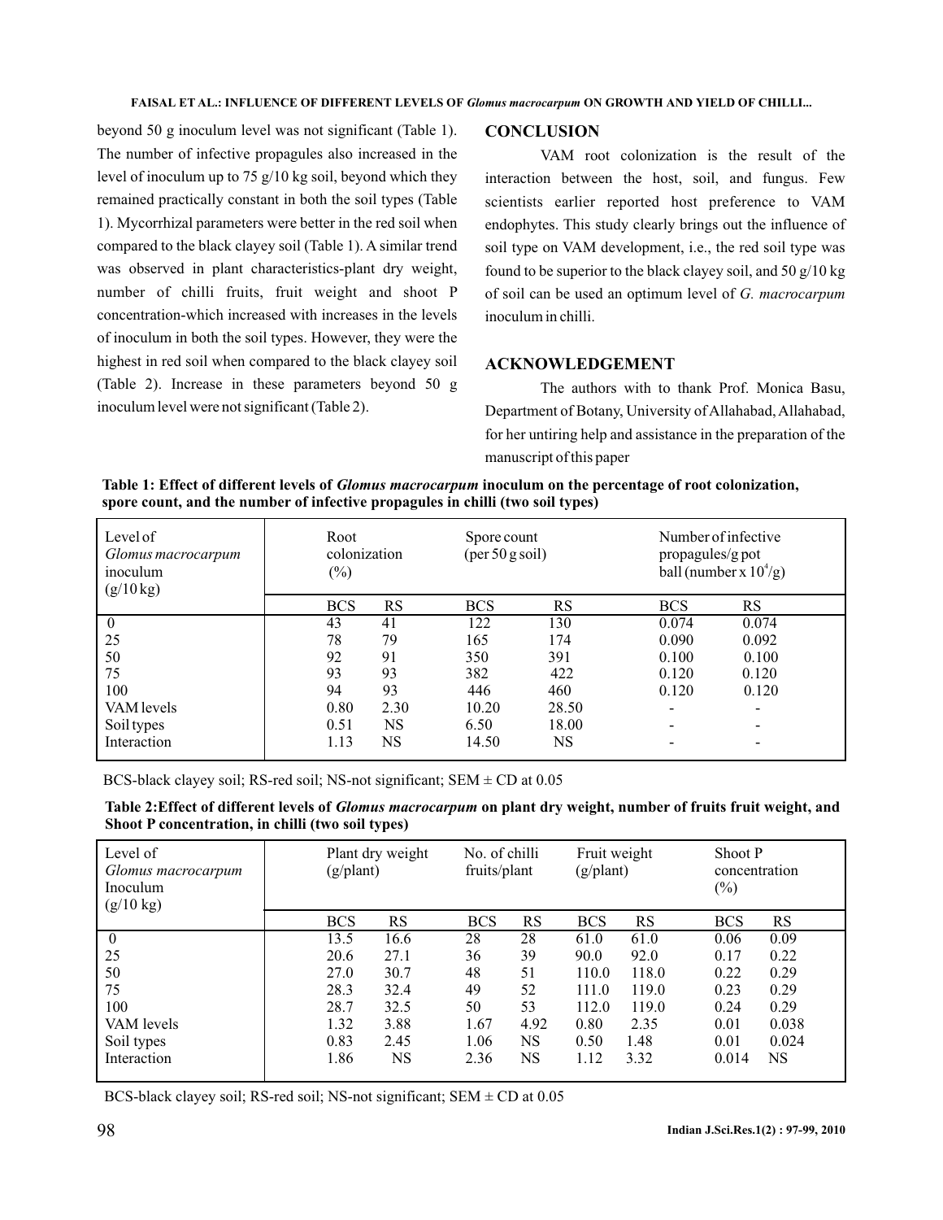beyond 50 g inoculum level was not significant (Table 1). The number of infective propagules also increased in the level of inoculum up to 75 g/10 kg soil, beyond which they remained practically constant in both the soil types (Table 1). Mycorrhizal parameters were better in the red soil when compared to the black clayey soil (Table 1). A similar trend was observed in plant characteristics-plant dry weight, number of chilli fruits, fruit weight and shoot P concentration-which increased with increases in the levels of inoculum in both the soil types. However, they were the highest in red soil when compared to the black clayey soil (Table 2). Increase in these parameters beyond 50 g inoculum level were not significant (Table 2).

## CONCLUSION

VAM root colonization is the result of the interaction between the host, soil, and fungus. Few scientists earlier reported host preference to VAM endophytes. This study clearly brings out the influence of soil type on VAM development, i.e., the red soil type was found to be superior to the black clayey soil, and 50 g/10 kg of soil can be used an optimum level of *G. macrocarpum* inoculum in chilli.

## ACKNOWLEDGEMENT

The authors with to thank Prof. Monica Basu, Department of Botany, University of Allahabad, Allahabad, for her untiring help and assistance in the preparation of the manuscript of this paper

**Table 1: Effect of different levels of *Glomus macrocarpum* inoculum on the percentage of root colonization, spore count, and the number of infective propagules in chilli (two soil types)**

| Level of *Glomus macrocarpum* inoculum (g/10 kg) | Root colonization (%) | | Spore count (per 50 g soil) | | Number of infective propagules/g pot ball (number x $10^4$/g) | |
|---|---|---|---|---|---|---|
| | BCS | RS | BCS | RS | BCS | RS |
| 0 | 43 | 41 | 122 | 130 | 0.074 | 0.074 |
| 25 | 78 | 79 | 165 | 174 | 0.090 | 0.092 |
| 50 | 92 | 91 | 350 | 391 | 0.100 | 0.100 |
| 75 | 93 | 93 | 382 | 422 | 0.120 | 0.120 |
| 100 | 94 | 93 | 446 | 460 | 0.120 | 0.120 |
| VAM levels | 0.80 | 2.30 | 10.20 | 28.50 | - | - |
| Soil types | 0.51 | NS | 6.50 | 18.00 | - | - |
| Interaction | 1.13 | NS | 14.50 | NS | - | - |

BCS-black clayey soil; RS-red soil; NS-not significant; SEM ± CD at 0.05

**Table 2:Effect of different levels of *Glomus macrocarpum* on plant dry weight, number of fruits fruit weight, and Shoot P concentration, in chilli (two soil types)**

| Level of *Glomus macrocarpum* Inoculum (g/10 kg) | Plant dry weight (g/plant) | | No. of chilli fruits/plant | | Fruit weight (g/plant) | | Shoot P concentration (%) | |
|---|---|---|---|---|---|---|---|---|
| | BCS | RS | BCS | RS | BCS | RS | BCS | RS |
| 0 | 13.5 | 16.6 | 28 | 28 | 61.0 | 61.0 | 0.06 | 0.09 |
| 25 | 20.6 | 27.1 | 36 | 39 | 90.0 | 92.0 | 0.17 | 0.22 |
| 50 | 27.0 | 30.7 | 48 | 51 | 110.0 | 118.0 | 0.22 | 0.29 |
| 75 | 28.3 | 32.4 | 49 | 52 | 111.0 | 119.0 | 0.23 | 0.29 |
| 100 | 28.7 | 32.5 | 50 | 53 | 112.0 | 119.0 | 0.24 | 0.29 |
| VAM levels | 1.32 | 3.88 | 1.67 | 4.92 | 0.80 | 2.35 | 0.01 | 0.038 |
| Soil types | 0.83 | 2.45 | 1.06 | NS | 0.50 | 1.48 | 0.01 | 0.024 |
| Interaction | 1.86 | NS | 2.36 | NS | 1.12 | 3.32 | 0.014 | NS |

BCS-black clayey soil; RS-red soil; NS-not significant; SEM ± CD at 0.05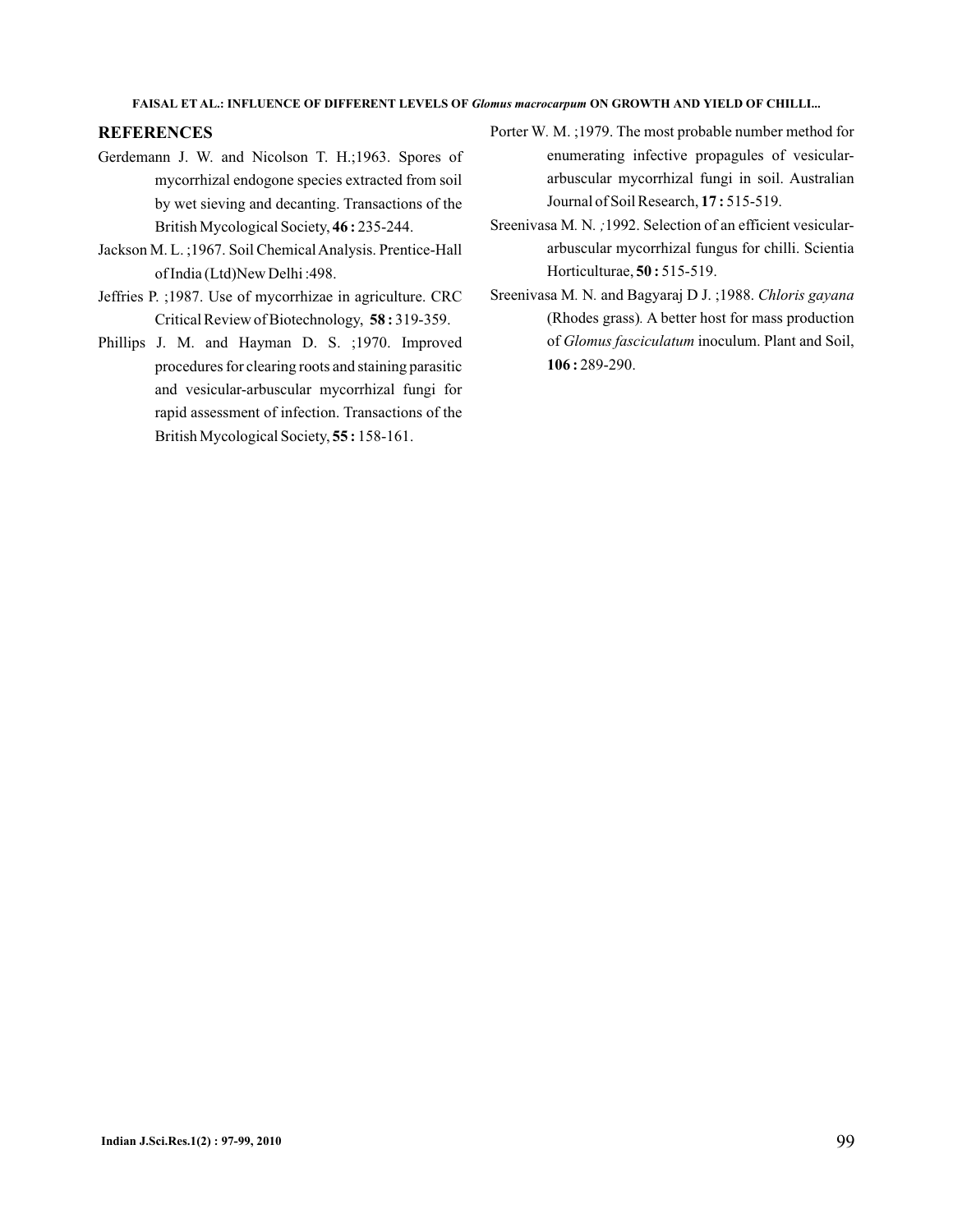## REFERENCES

Gerdemann J. W. and Nicolson T. H.;1963. Spores of mycorrhizal endogone species extracted from soil by wet sieving and decanting. Transactions of the British Mycological Society, **46 :** 235-244.

Jackson M. L. ;1967. Soil Chemical Analysis. Prentice-Hall of India (Ltd)New Delhi :498.

Jeffries P. ;1987. Use of mycorrhizae in agriculture. CRC Critical Review of Biotechnology, **58 :** 319-359.

Phillips J. M. and Hayman D. S. ;1970. Improved procedures for clearing roots and staining parasitic and vesicular-arbuscular mycorrhizal fungi for rapid assessment of infection. Transactions of the British Mycological Society, **55 :** 158-161.

Porter W. M. ;1979. The most probable number method for enumerating infective propagules of vesicular-arbuscular mycorrhizal fungi in soil. Australian Journal of Soil Research, **17 :** 515-519.

Sreenivasa M. N. *;*1992. Selection of an efficient vesicular-arbuscular mycorrhizal fungus for chilli. Scientia Horticulturae, **50 :** 515-519.

Sreenivasa M. N. and Bagyaraj D J. ;1988. *Chloris gayana* (Rhodes grass)*.* A better host for mass production of *Glomus fasciculatum* inoculum. Plant and Soil, **106 :** 289-290.